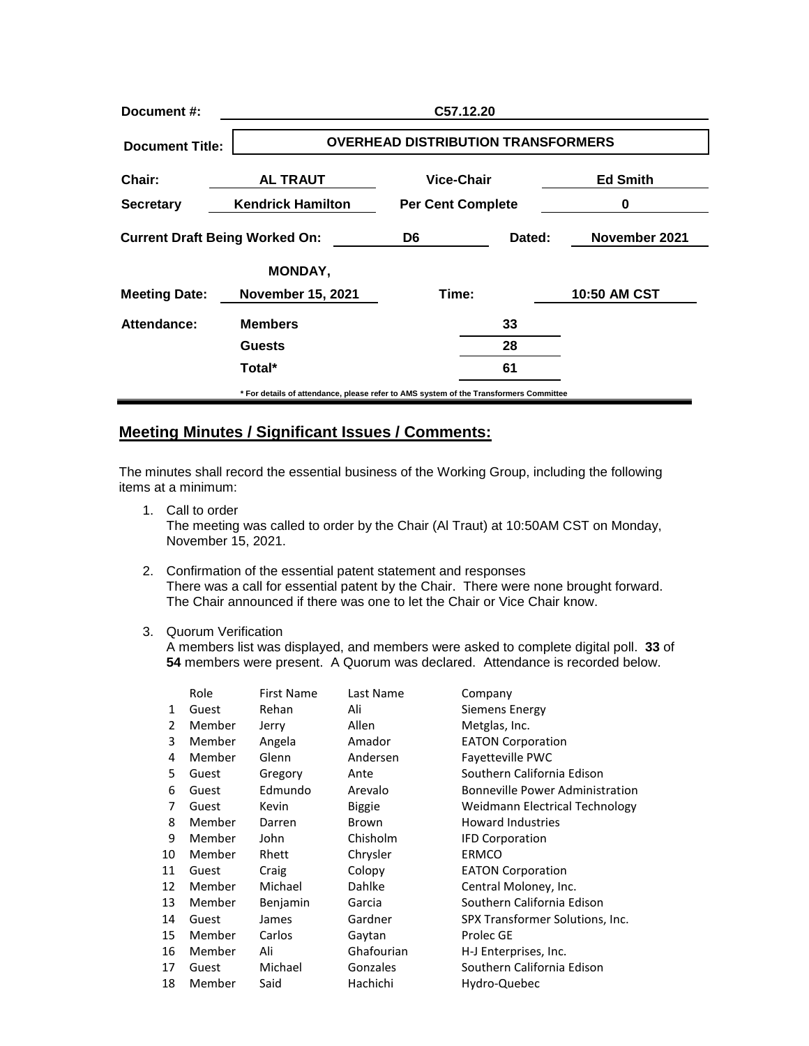| Document #: | C57.12.20 | | |
|---|---|---|---|
| Document Title: | OVERHEAD DISTRIBUTION TRANSFORMERS | | |
| Chair: | AL TRAUT | Vice-Chair | Ed Smith |
| Secretary | Kendrick Hamilton | Per Cent Complete | 0 |
| Current Draft Being Worked On: | D6 | Dated: | November 2021 |
| Meeting Date: | MONDAY, November 15, 2021 | Time: | 10:50 AM CST |
| Attendance: | Members | 33 | |
| | Guests | 28 | |
| | Total* | 61 | |

\* For details of attendance, please refer to AMS system of the Transformers Committee

## Meeting Minutes / Significant Issues / Comments:

The minutes shall record the essential business of the Working Group, including the following items at a minimum:

1. Call to order
   The meeting was called to order by the Chair (Al Traut) at 10:50AM CST on Monday, November 15, 2021.

2. Confirmation of the essential patent statement and responses
   There was a call for essential patent by the Chair. There were none brought forward. The Chair announced if there was one to let the Chair or Vice Chair know.

3. Quorum Verification
   A members list was displayed, and members were asked to complete digital poll. **33** of **54** members were present. A Quorum was declared. Attendance is recorded below.

| | Role | First Name | Last Name | Company |
|---|---|---|---|---|
| 1 | Guest | Rehan | Ali | Siemens Energy |
| 2 | Member | Jerry | Allen | Metglas, Inc. |
| 3 | Member | Angela | Amador | EATON Corporation |
| 4 | Member | Glenn | Andersen | Fayetteville PWC |
| 5 | Guest | Gregory | Ante | Southern California Edison |
| 6 | Guest | Edmundo | Arevalo | Bonneville Power Administration |
| 7 | Guest | Kevin | Biggie | Weidmann Electrical Technology |
| 8 | Member | Darren | Brown | Howard Industries |
| 9 | Member | John | Chisholm | IFD Corporation |
| 10 | Member | Rhett | Chrysler | ERMCO |
| 11 | Guest | Craig | Colopy | EATON Corporation |
| 12 | Member | Michael | Dahlke | Central Moloney, Inc. |
| 13 | Member | Benjamin | Garcia | Southern California Edison |
| 14 | Guest | James | Gardner | SPX Transformer Solutions, Inc. |
| 15 | Member | Carlos | Gaytan | Prolec GE |
| 16 | Member | Ali | Ghafourian | H-J Enterprises, Inc. |
| 17 | Guest | Michael | Gonzales | Southern California Edison |
| 18 | Member | Said | Hachichi | Hydro-Quebec |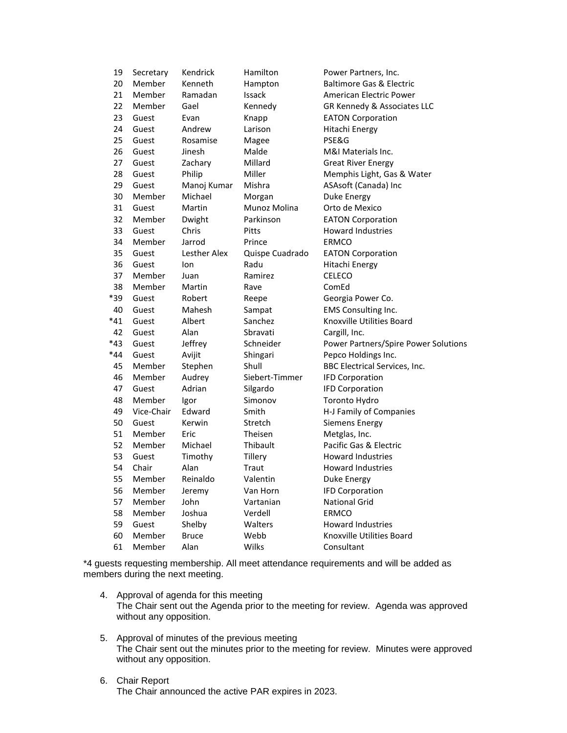| | | | | |
|---|---|---|---|---|
| 19 | Secretary | Kendrick | Hamilton | Power Partners, Inc. |
| 20 | Member | Kenneth | Hampton | Baltimore Gas & Electric |
| 21 | Member | Ramadan | Issack | American Electric Power |
| 22 | Member | Gael | Kennedy | GR Kennedy & Associates LLC |
| 23 | Guest | Evan | Knapp | EATON Corporation |
| 24 | Guest | Andrew | Larison | Hitachi Energy |
| 25 | Guest | Rosamise | Magee | PSE&G |
| 26 | Guest | Jinesh | Malde | M&I Materials Inc. |
| 27 | Guest | Zachary | Millard | Great River Energy |
| 28 | Guest | Philip | Miller | Memphis Light, Gas & Water |
| 29 | Guest | Manoj Kumar | Mishra | ASAsoft (Canada) Inc |
| 30 | Member | Michael | Morgan | Duke Energy |
| 31 | Guest | Martin | Munoz Molina | Orto de Mexico |
| 32 | Member | Dwight | Parkinson | EATON Corporation |
| 33 | Guest | Chris | Pitts | Howard Industries |
| 34 | Member | Jarrod | Prince | ERMCO |
| 35 | Guest | Lesther Alex | Quispe Cuadrado | EATON Corporation |
| 36 | Guest | Ion | Radu | Hitachi Energy |
| 37 | Member | Juan | Ramirez | CELECO |
| 38 | Member | Martin | Rave | ComEd |
| *39 | Guest | Robert | Reepe | Georgia Power Co. |
| 40 | Guest | Mahesh | Sampat | EMS Consulting Inc. |
| *41 | Guest | Albert | Sanchez | Knoxville Utilities Board |
| 42 | Guest | Alan | Sbravati | Cargill, Inc. |
| *43 | Guest | Jeffrey | Schneider | Power Partners/Spire Power Solutions |
| *44 | Guest | Avijit | Shingari | Pepco Holdings Inc. |
| 45 | Member | Stephen | Shull | BBC Electrical Services, Inc. |
| 46 | Member | Audrey | Siebert-Timmer | IFD Corporation |
| 47 | Guest | Adrian | Silgardo | IFD Corporation |
| 48 | Member | Igor | Simonov | Toronto Hydro |
| 49 | Vice-Chair | Edward | Smith | H-J Family of Companies |
| 50 | Guest | Kerwin | Stretch | Siemens Energy |
| 51 | Member | Eric | Theisen | Metglas, Inc. |
| 52 | Member | Michael | Thibault | Pacific Gas & Electric |
| 53 | Guest | Timothy | Tillery | Howard Industries |
| 54 | Chair | Alan | Traut | Howard Industries |
| 55 | Member | Reinaldo | Valentin | Duke Energy |
| 56 | Member | Jeremy | Van Horn | IFD Corporation |
| 57 | Member | John | Vartanian | National Grid |
| 58 | Member | Joshua | Verdell | ERMCO |
| 59 | Guest | Shelby | Walters | Howard Industries |
| 60 | Member | Bruce | Webb | Knoxville Utilities Board |
| 61 | Member | Alan | Wilks | Consultant |

*4 guests requesting membership. All meet attendance requirements and will be added as members during the next meeting.

4. Approval of agenda for this meeting
   The Chair sent out the Agenda prior to the meeting for review. Agenda was approved without any opposition.

5. Approval of minutes of the previous meeting
   The Chair sent out the minutes prior to the meeting for review. Minutes were approved without any opposition.

6. Chair Report
   The Chair announced the active PAR expires in 2023.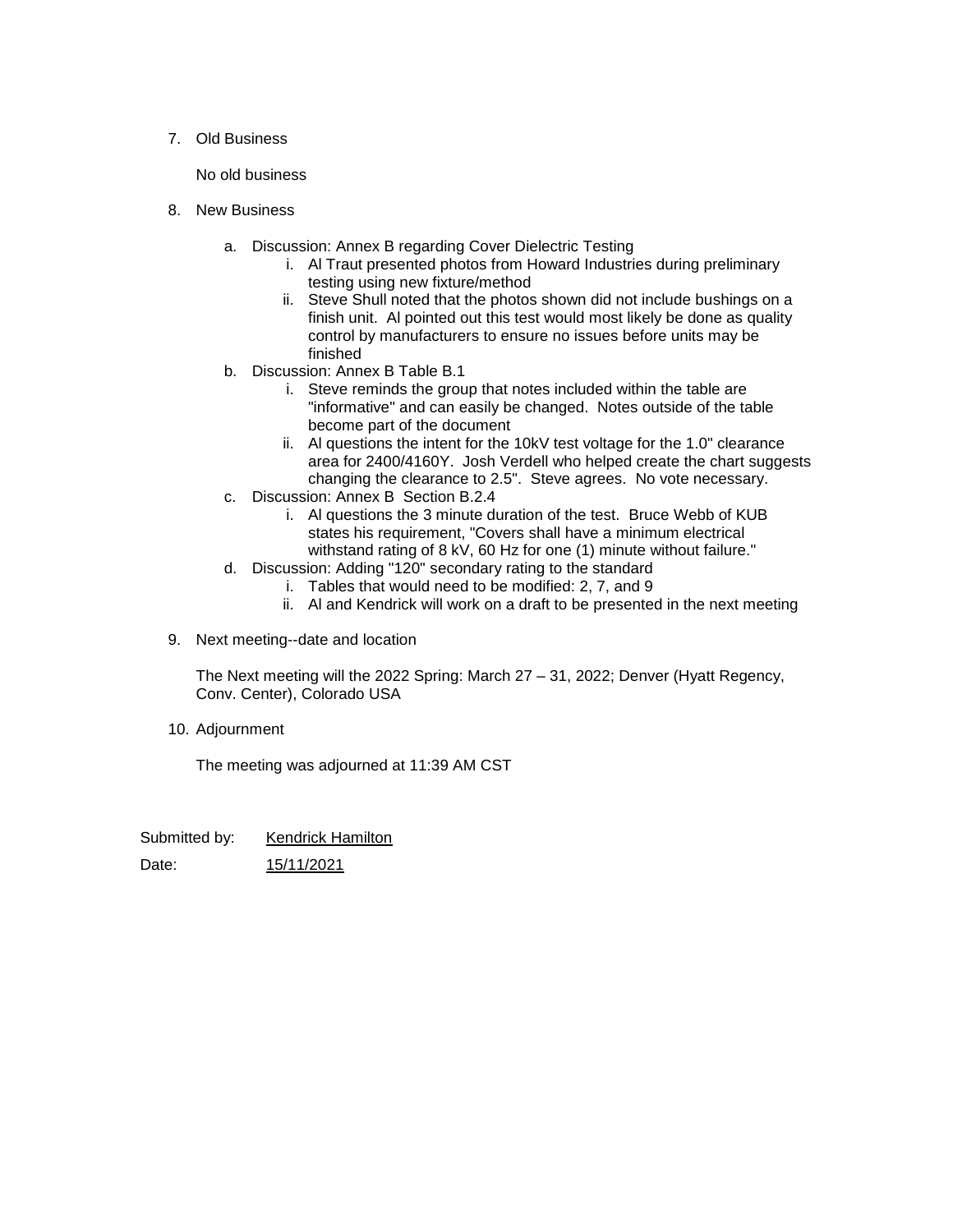7. Old Business

   No old business

8. New Business

   a. Discussion: Annex B regarding Cover Dielectric Testing
      i. Al Traut presented photos from Howard Industries during preliminary testing using new fixture/method
      ii. Steve Shull noted that the photos shown did not include bushings on a finish unit. Al pointed out this test would most likely be done as quality control by manufacturers to ensure no issues before units may be finished
   b. Discussion: Annex B Table B.1
      i. Steve reminds the group that notes included within the table are "informative" and can easily be changed. Notes outside of the table become part of the document
      ii. Al questions the intent for the 10kV test voltage for the 1.0" clearance area for 2400/4160Y. Josh Verdell who helped create the chart suggests changing the clearance to 2.5". Steve agrees. No vote necessary.
   c. Discussion: Annex B Section B.2.4
      i. Al questions the 3 minute duration of the test. Bruce Webb of KUB states his requirement, "Covers shall have a minimum electrical withstand rating of 8 kV, 60 Hz for one (1) minute without failure."
   d. Discussion: Adding "120" secondary rating to the standard
      i. Tables that would need to be modified: 2, 7, and 9
      ii. Al and Kendrick will work on a draft to be presented in the next meeting

9. Next meeting--date and location

   The Next meeting will the 2022 Spring: March 27 – 31, 2022; Denver (Hyatt Regency, Conv. Center), Colorado USA

10. Adjournment

    The meeting was adjourned at 11:39 AM CST

Submitted by: Kendrick Hamilton

Date: 15/11/2021